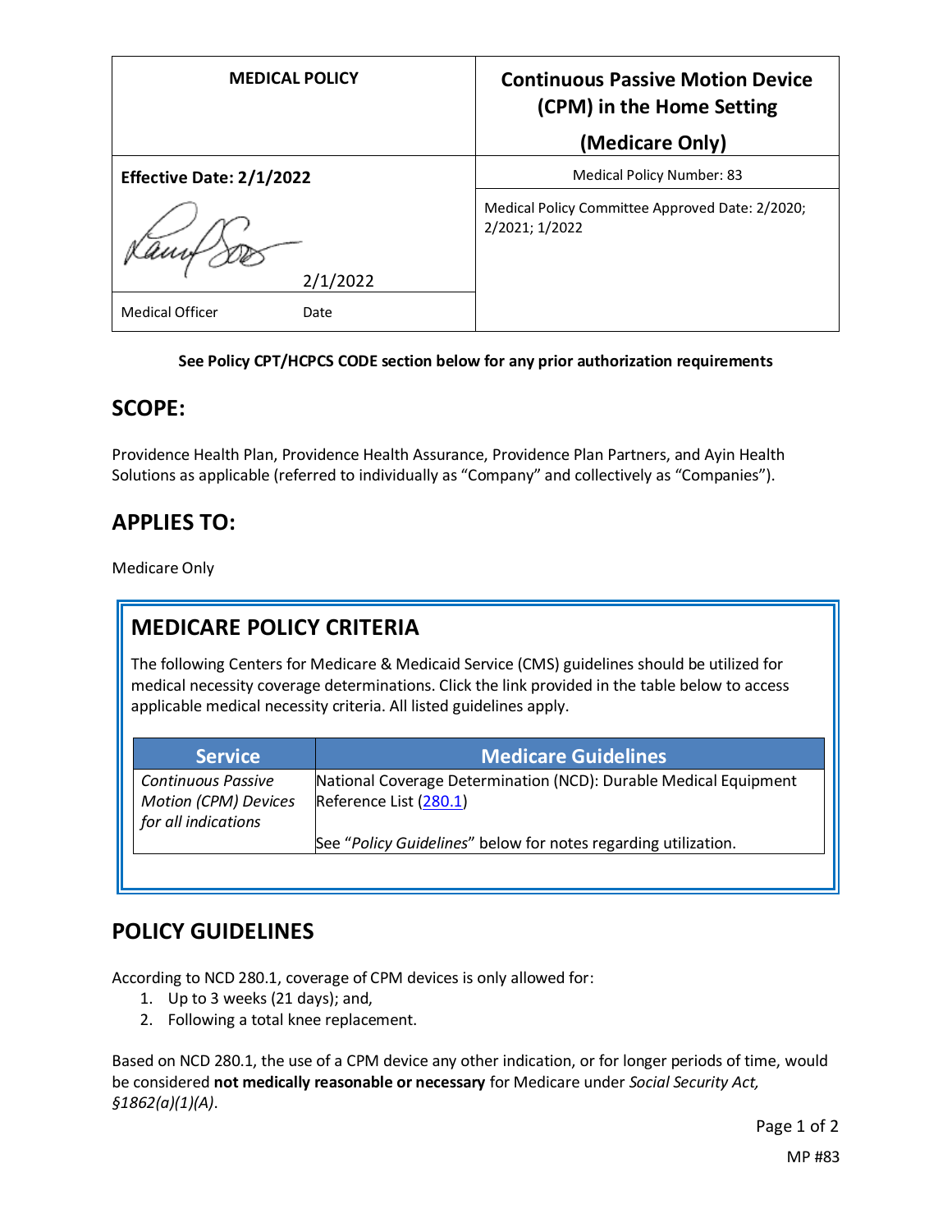| MEDICAL POLICY | Continuous Passive Motion Device (CPM) in the Home Setting (Medicare Only) |
|---|---|
| **Effective Date: 2/1/2022** | Medical Policy Number: 83 |
| 2/1/2022 | Medical Policy Committee Approved Date: 2/2020; 2/2021; 1/2022 |
| Medical Officer Date | |

**See Policy CPT/HCPCS CODE section below for any prior authorization requirements**

## SCOPE:

Providence Health Plan, Providence Health Assurance, Providence Plan Partners, and Ayin Health Solutions as applicable (referred to individually as "Company" and collectively as "Companies").

## APPLIES TO:

Medicare Only

## MEDICARE POLICY CRITERIA

The following Centers for Medicare & Medicaid Service (CMS) guidelines should be utilized for medical necessity coverage determinations. Click the link provided in the table below to access applicable medical necessity criteria. All listed guidelines apply.

| Service | Medicare Guidelines |
|---|---|
| *Continuous Passive Motion (CPM) Devices for all indications* | National Coverage Determination (NCD): Durable Medical Equipment Reference List (280.1)<br><br>See "*Policy Guidelines*" below for notes regarding utilization. |

## POLICY GUIDELINES

According to NCD 280.1, coverage of CPM devices is only allowed for:

1. Up to 3 weeks (21 days); and,
2. Following a total knee replacement.

Based on NCD 280.1, the use of a CPM device any other indication, or for longer periods of time, would be considered **not medically reasonable or necessary** for Medicare under *Social Security Act, §1862(a)(1)(A)*.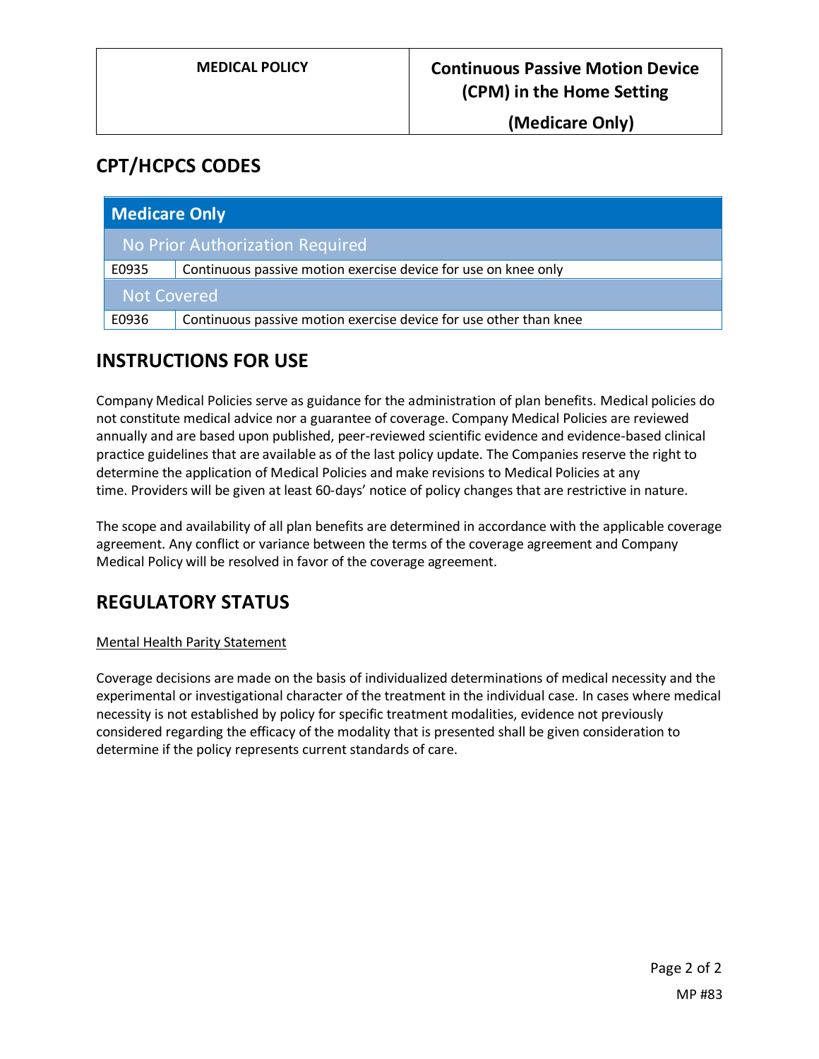## CPT/HCPCS CODES

| | |
|---|---|
| **Medicare Only** | |
| No Prior Authorization Required | |
| E0935 | Continuous passive motion exercise device for use on knee only |
| Not Covered | |
| E0936 | Continuous passive motion exercise device for use other than knee |

## INSTRUCTIONS FOR USE

Company Medical Policies serve as guidance for the administration of plan benefits. Medical policies do not constitute medical advice nor a guarantee of coverage. Company Medical Policies are reviewed annually and are based upon published, peer-reviewed scientific evidence and evidence-based clinical practice guidelines that are available as of the last policy update. The Companies reserve the right to determine the application of Medical Policies and make revisions to Medical Policies at any time. Providers will be given at least 60-days' notice of policy changes that are restrictive in nature.

The scope and availability of all plan benefits are determined in accordance with the applicable coverage agreement. Any conflict or variance between the terms of the coverage agreement and Company Medical Policy will be resolved in favor of the coverage agreement.

## REGULATORY STATUS

Mental Health Parity Statement

Coverage decisions are made on the basis of individualized determinations of medical necessity and the experimental or investigational character of the treatment in the individual case. In cases where medical necessity is not established by policy for specific treatment modalities, evidence not previously considered regarding the efficacy of the modality that is presented shall be given consideration to determine if the policy represents current standards of care.